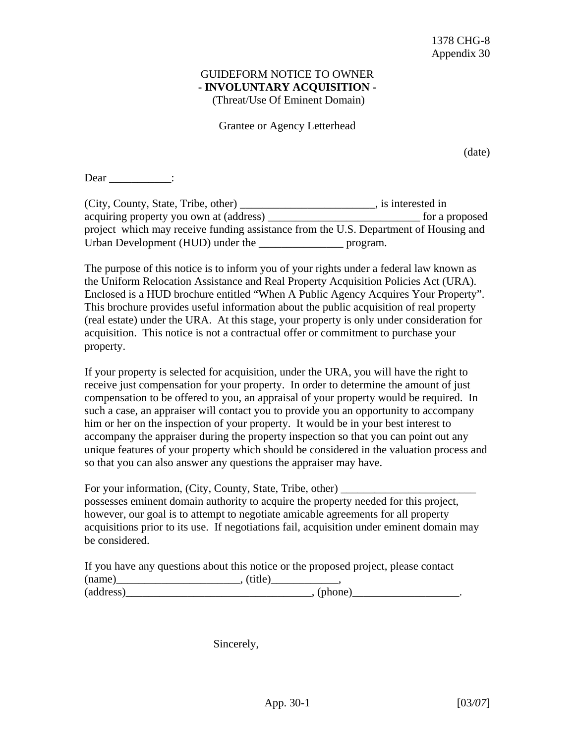1378 CHG-8
Appendix 30

GUIDEFORM NOTICE TO OWNER
**- INVOLUNTARY ACQUISITION -**
(Threat/Use Of Eminent Domain)

Grantee or Agency Letterhead

(date)

Dear ___________:

(City, County, State, Tribe, other) ________________________, is interested in acquiring property you own at (address) ___________________________ for a proposed project which may receive funding assistance from the U.S. Department of Housing and Urban Development (HUD) under the _______________ program.

The purpose of this notice is to inform you of your rights under a federal law known as the Uniform Relocation Assistance and Real Property Acquisition Policies Act (URA). Enclosed is a HUD brochure entitled "When A Public Agency Acquires Your Property". This brochure provides useful information about the public acquisition of real property (real estate) under the URA. At this stage, your property is only under consideration for acquisition. This notice is not a contractual offer or commitment to purchase your property.

If your property is selected for acquisition, under the URA, you will have the right to receive just compensation for your property. In order to determine the amount of just compensation to be offered to you, an appraisal of your property would be required. In such a case, an appraiser will contact you to provide you an opportunity to accompany him or her on the inspection of your property. It would be in your best interest to accompany the appraiser during the property inspection so that you can point out any unique features of your property which should be considered in the valuation process and so that you can also answer any questions the appraiser may have.

For your information, (City, County, State, Tribe, other) ________________________ possesses eminent domain authority to acquire the property needed for this project, however, our goal is to attempt to negotiate amicable agreements for all property acquisitions prior to its use. If negotiations fail, acquisition under eminent domain may be considered.

If you have any questions about this notice or the proposed project, please contact (name)______________________, (title)____________, (address)_________________________________, (phone)___________________.

Sincerely,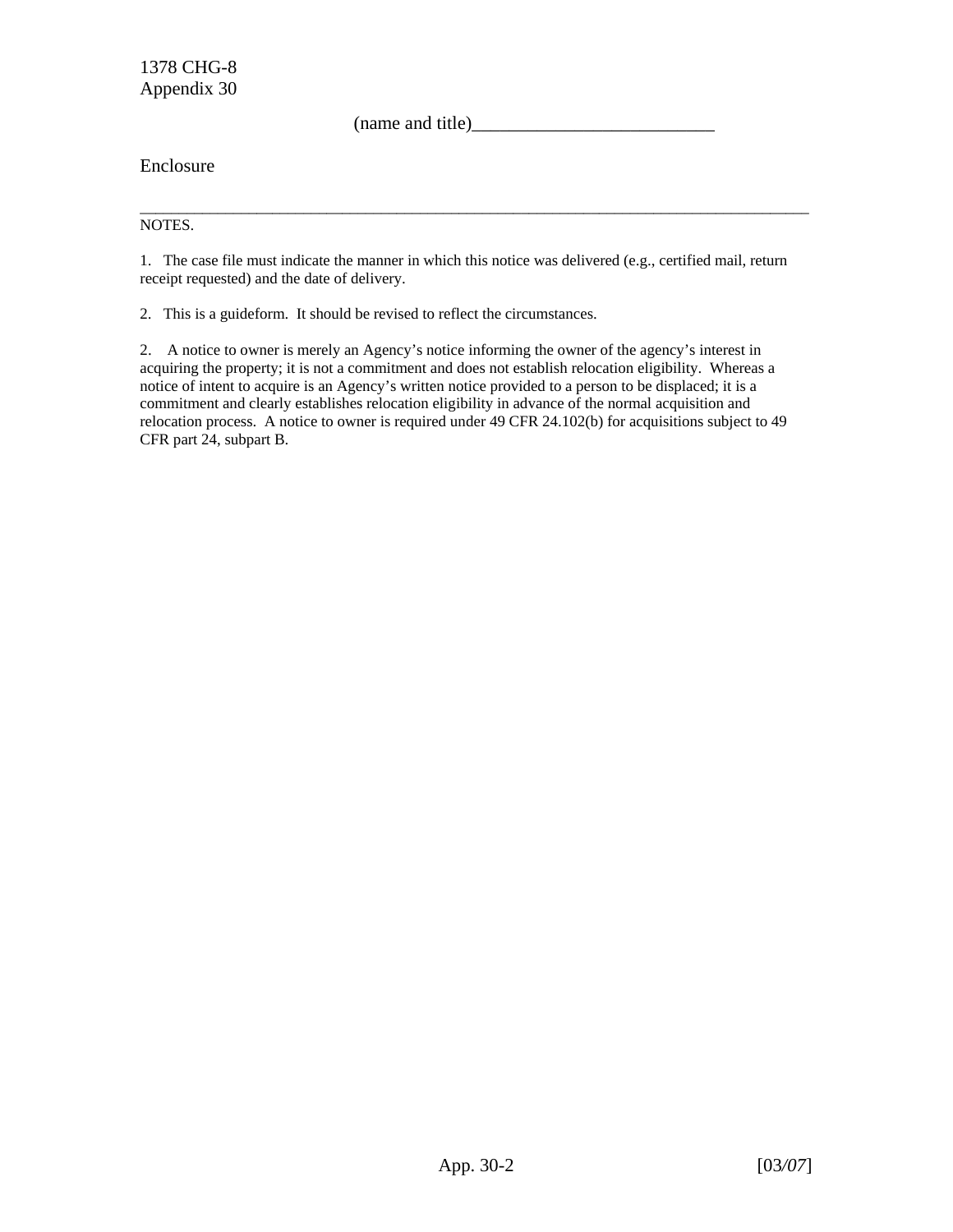(name and title)__________________________

Enclosure

---

NOTES.

1. The case file must indicate the manner in which this notice was delivered (e.g., certified mail, return receipt requested) and the date of delivery.

2. This is a guideform. It should be revised to reflect the circumstances.

2. A notice to owner is merely an Agency's notice informing the owner of the agency's interest in acquiring the property; it is not a commitment and does not establish relocation eligibility. Whereas a notice of intent to acquire is an Agency's written notice provided to a person to be displaced; it is a commitment and clearly establishes relocation eligibility in advance of the normal acquisition and relocation process. A notice to owner is required under 49 CFR 24.102(b) for acquisitions subject to 49 CFR part 24, subpart B.